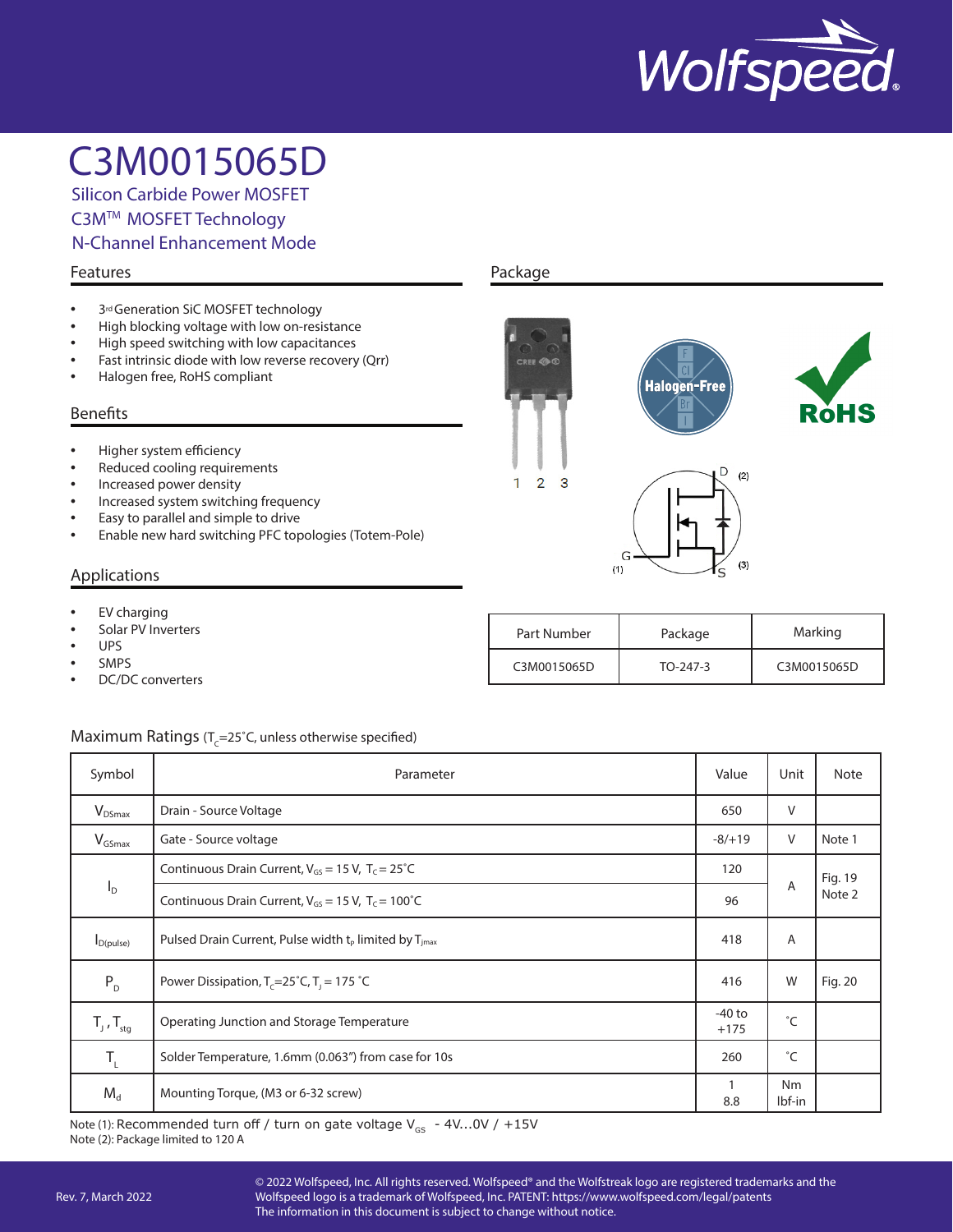# C3M0015065D

## Silicon Carbide Power MOSFET
## C3M[TM] MOSFET Technology
## N-Channel Enhancement Mode

### Features

- 3rd Generation SiC MOSFET technology
- High blocking voltage with low on-resistance
- High speed switching with low capacitances
- Fast intrinsic diode with low reverse recovery (Qrr)
- Halogen free, RoHS compliant

### Benefits

- Higher system efficiency
- Reduced cooling requirements
- Increased power density
- Increased system switching frequency
- Easy to parallel and simple to drive
- Enable new hard switching PFC topologies (Totem-Pole)

### Applications

- EV charging
- Solar PV Inverters
- UPS
- SMPS
- DC/DC converters

### Package

1 2 3

D (2), G (1), S (3)

| Part Number | Package | Marking |
|---|---|---|
| C3M0015065D | TO-247-3 | C3M0015065D |

### Maximum Ratings ($T_C$=25˚C, unless otherwise specified)

| Symbol | Parameter | Value | Unit | Note |
|---|---|---|---|---|
| $V_{DSmax}$ | Drain - Source Voltage | 650 | V | |
| $V_{GSmax}$ | Gate - Source voltage | -8/+19 | V | Note 1 |
| $I_D$ | Continuous Drain Current, $V_{GS}$ = 15 V, $T_C$ = 25˚C | 120 | A | Fig. 19 Note 2 |
| | Continuous Drain Current, $V_{GS}$ = 15 V, $T_C$ = 100˚C | 96 | | |
| $I_{D(pulse)}$ | Pulsed Drain Current, Pulse width $t_P$ limited by $T_{jmax}$ | 418 | A | |
| $P_D$ | Power Dissipation, $T_C$=25˚C, $T_J$ = 175 ˚C | 416 | W | Fig. 20 |
| $T_J$ , $T_{stg}$ | Operating Junction and Storage Temperature | -40 to +175 | ˚C | |
| $T_L$ | Solder Temperature, 1.6mm (0.063") from case for 10s | 260 | ˚C | |
| $M_d$ | Mounting Torque, (M3 or 6-32 screw) | 1<br>8.8 | Nm<br>lbf-in | |

Note (1): Recommended turn off / turn on gate voltage $V_{GS}$ -4V...0V / +15V
Note (2): Package limited to 120 A

Rev. 7, March 2022

© 2022 Wolfspeed, Inc. All rights reserved. Wolfspeed® and the Wolfstreak logo are registered trademarks and the Wolfspeed logo is a trademark of Wolfspeed, Inc. PATENT: https://www.wolfspeed.com/legal/patents
The information in this document is subject to change without notice.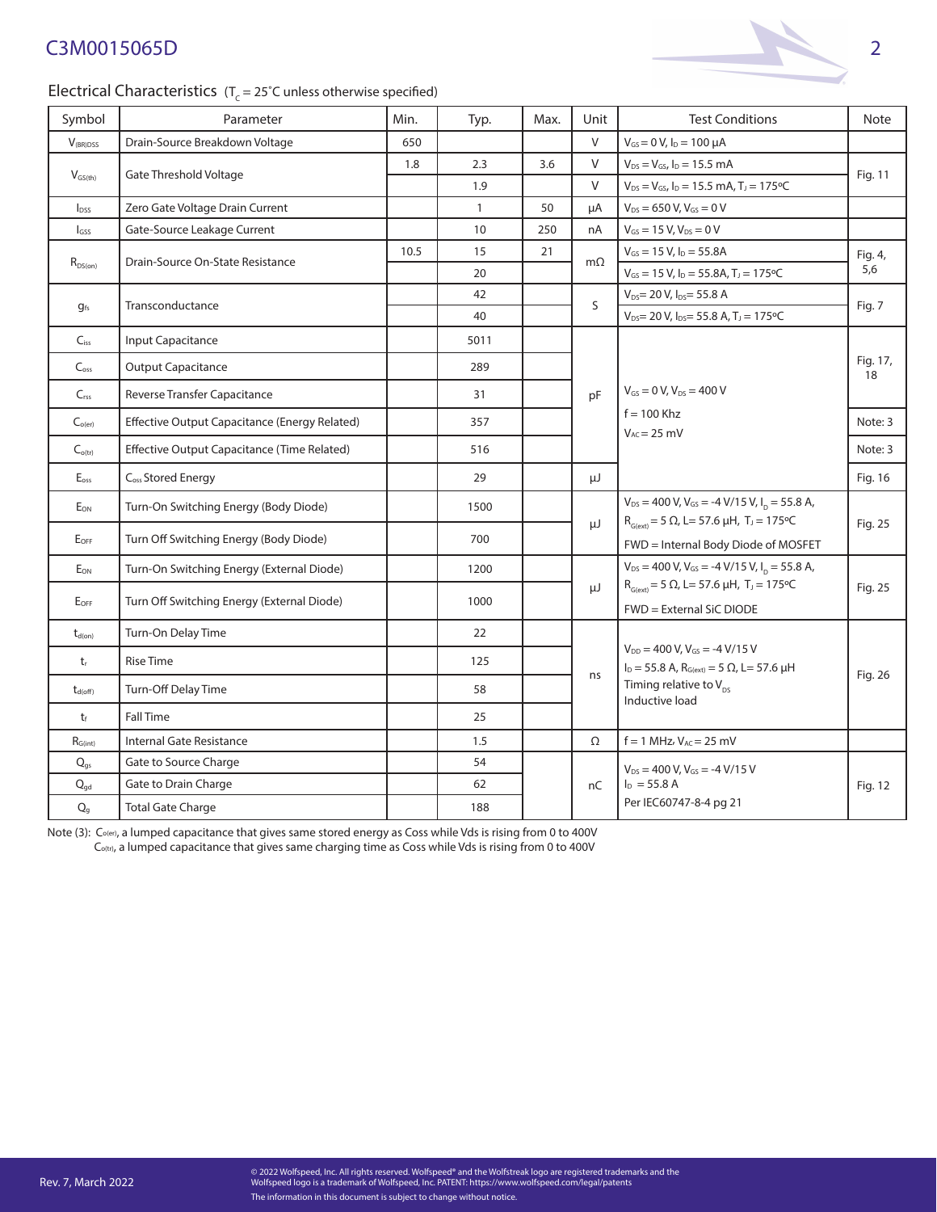## Electrical Characteristics ($T_C$ = 25˚C unless otherwise specified)

| Symbol | Parameter | Min. | Typ. | Max. | Unit | Test Conditions | Note |
|---|---|---|---|---|---|---|---|
| $V_{(BR)DSS}$ | Drain-Source Breakdown Voltage | 650 | | | V | $V_{GS}$ = 0 V, $I_D$ = 100 μA | |
| $V_{GS(th)}$ | Gate Threshold Voltage | 1.8 | 2.3 | 3.6 | V | $V_{DS}$ = $V_{GS}$, $I_D$ = 15.5 mA | Fig. 11 |
| | | | 1.9 | | V | $V_{DS}$ = $V_{GS}$, $I_D$ = 15.5 mA, $T_J$ = 175ºC | |
| $I_{DSS}$ | Zero Gate Voltage Drain Current | | 1 | 50 | μA | $V_{DS}$ = 650 V, $V_{GS}$ = 0 V | |
| $I_{GSS}$ | Gate-Source Leakage Current | | 10 | 250 | nA | $V_{GS}$ = 15 V, $V_{DS}$ = 0 V | |
| $R_{DS(on)}$ | Drain-Source On-State Resistance | 10.5 | 15 | 21 | mΩ | $V_{GS}$ = 15 V, $I_D$ = 55.8A | Fig. 4, 5,6 |
| | | | 20 | | | $V_{GS}$ = 15 V, $I_D$ = 55.8A, $T_J$ = 175ºC | |
| $g_{fs}$ | Transconductance | | 42 | | S | $V_{DS}$= 20 V, $I_{DS}$= 55.8 A | Fig. 7 |
| | | | 40 | | | $V_{DS}$= 20 V, $I_{DS}$= 55.8 A, $T_J$ = 175ºC | |
| $C_{iss}$ | Input Capacitance | | 5011 | | pF | $V_{GS}$ = 0 V, $V_{DS}$ = 400 V<br>f = 100 Khz<br>$V_{AC}$ = 25 mV | Fig. 17, 18 |
| $C_{oss}$ | Output Capacitance | | 289 | | | | |
| $C_{rss}$ | Reverse Transfer Capacitance | | 31 | | | | |
| $C_{o(er)}$ | Effective Output Capacitance (Energy Related) | | 357 | | | | Note: 3 |
| $C_{o(tr)}$ | Effective Output Capacitance (Time Related) | | 516 | | | | Note: 3 |
| $E_{oss}$ | $C_{oss}$ Stored Energy | | 29 | | μJ | | Fig. 16 |
| $E_{ON}$ | Turn-On Switching Energy (Body Diode) | | 1500 | | μJ | $V_{DS}$ = 400 V, $V_{GS}$ = -4 V/15 V, $I_D$ = 55.8 A, $R_{G(ext)}$ = 5 Ω, L= 57.6 μH, $T_J$ = 175ºC<br>FWD = Internal Body Diode of MOSFET | Fig. 25 |
| $E_{OFF}$ | Turn Off Switching Energy (Body Diode) | | 700 | | | | |
| $E_{ON}$ | Turn-On Switching Energy (External Diode) | | 1200 | | μJ | $V_{DS}$ = 400 V, $V_{GS}$ = -4 V/15 V, $I_D$ = 55.8 A, $R_{G(ext)}$ = 5 Ω, L= 57.6 μH, $T_J$ = 175ºC<br>FWD = External SiC DIODE | Fig. 25 |
| $E_{OFF}$ | Turn Off Switching Energy (External Diode) | | 1000 | | | | |
| $t_{d(on)}$ | Turn-On Delay Time | | 22 | | ns | $V_{DD}$ = 400 V, $V_{GS}$ = -4 V/15 V<br>$I_D$ = 55.8 A, $R_{G(ext)}$ = 5 Ω, L= 57.6 μH<br>Timing relative to $V_{DS}$<br>Inductive load | Fig. 26 |
| $t_r$ | Rise Time | | 125 | | | | |
| $t_{d(off)}$ | Turn-Off Delay Time | | 58 | | | | |
| $t_f$ | Fall Time | | 25 | | | | |
| $R_{G(int)}$ | Internal Gate Resistance | | 1.5 | | Ω | f = 1 MHz, $V_{AC}$ = 25 mV | |
| $Q_{gs}$ | Gate to Source Charge | | 54 | | nC | $V_{DS}$ = 400 V, $V_{GS}$ = -4 V/15 V<br>$I_D$ = 55.8 A<br>Per IEC60747-8-4 pg 21 | Fig. 12 |
| $Q_{gd}$ | Gate to Drain Charge | | 62 | | | | |
| $Q_g$ | Total Gate Charge | | 188 | | | | |

Note (3): $C_{o(er)}$, a lumped capacitance that gives same stored energy as Coss while Vds is rising from 0 to 400V
$C_{o(tr)}$, a lumped capacitance that gives same charging time as Coss while Vds is rising from 0 to 400V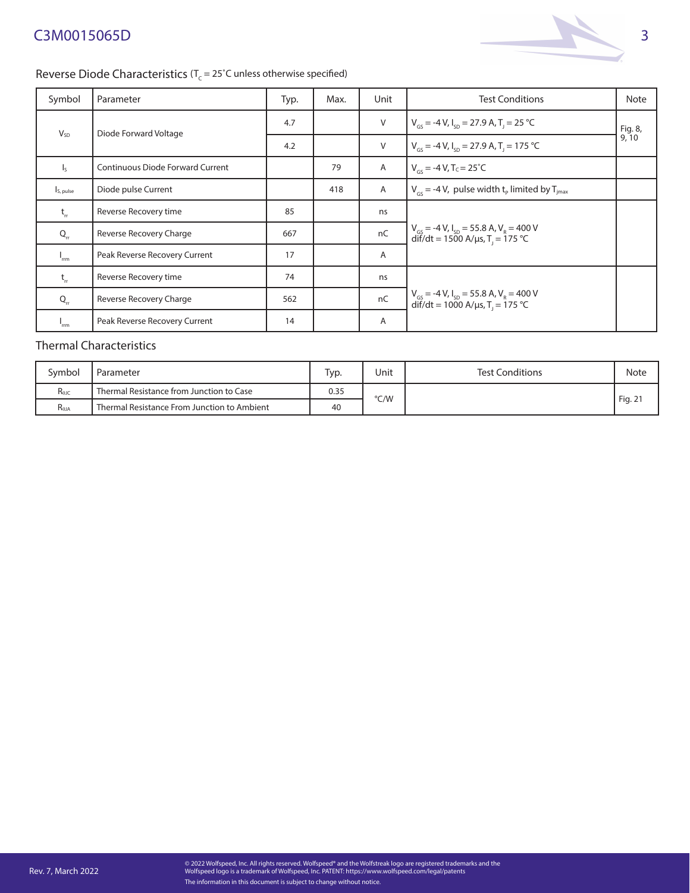## Reverse Diode Characteristics ($T_C$ = 25˚C unless otherwise specified)

| Symbol | Parameter | Typ. | Max. | Unit | Test Conditions | Note |
|---|---|---|---|---|---|---|
| $V_{SD}$ | Diode Forward Voltage | 4.7 | | V | $V_{GS}$ = -4 V, $I_{SD}$ = 27.9 A, $T_J$ = 25 °C | Fig. 8, 9, 10 |
| | | 4.2 | | V | $V_{GS}$ = -4 V, $I_{SD}$ = 27.9 A, $T_J$ = 175 °C | |
| $I_S$ | Continuous Diode Forward Current | | 79 | A | $V_{GS}$ = -4 V, $T_C$ = 25˚C | |
| $I_{S, pulse}$ | Diode pulse Current | | 418 | A | $V_{GS}$ = -4 V, pulse width $t_P$ limited by $T_{jmax}$ | |
| $t_{rr}$ | Reverse Recovery time | 85 | | ns | $V_{GS}$ = -4 V, $I_{SD}$ = 55.8 A, $V_R$ = 400 V dif/dt = 1500 A/µs, $T_J$ = 175 °C | |
| $Q_{rr}$ | Reverse Recovery Charge | 667 | | nC | | |
| $I_{rrm}$ | Peak Reverse Recovery Current | 17 | | A | | |
| $t_{rr}$ | Reverse Recovery time | 74 | | ns | $V_{GS}$ = -4 V, $I_{SD}$ = 55.8 A, $V_R$ = 400 V dif/dt = 1000 A/µs, $T_J$ = 175 °C | |
| $Q_{rr}$ | Reverse Recovery Charge | 562 | | nC | | |
| $I_{rrm}$ | Peak Reverse Recovery Current | 14 | | A | | |

## Thermal Characteristics

| Symbol | Parameter | Typ. | Unit | Test Conditions | Note |
|---|---|---|---|---|---|
| $R_{\theta JC}$ | Thermal Resistance from Junction to Case | 0.35 | °C/W | | Fig. 21 |
| $R_{\theta JA}$ | Thermal Resistance From Junction to Ambient | 40 | | | |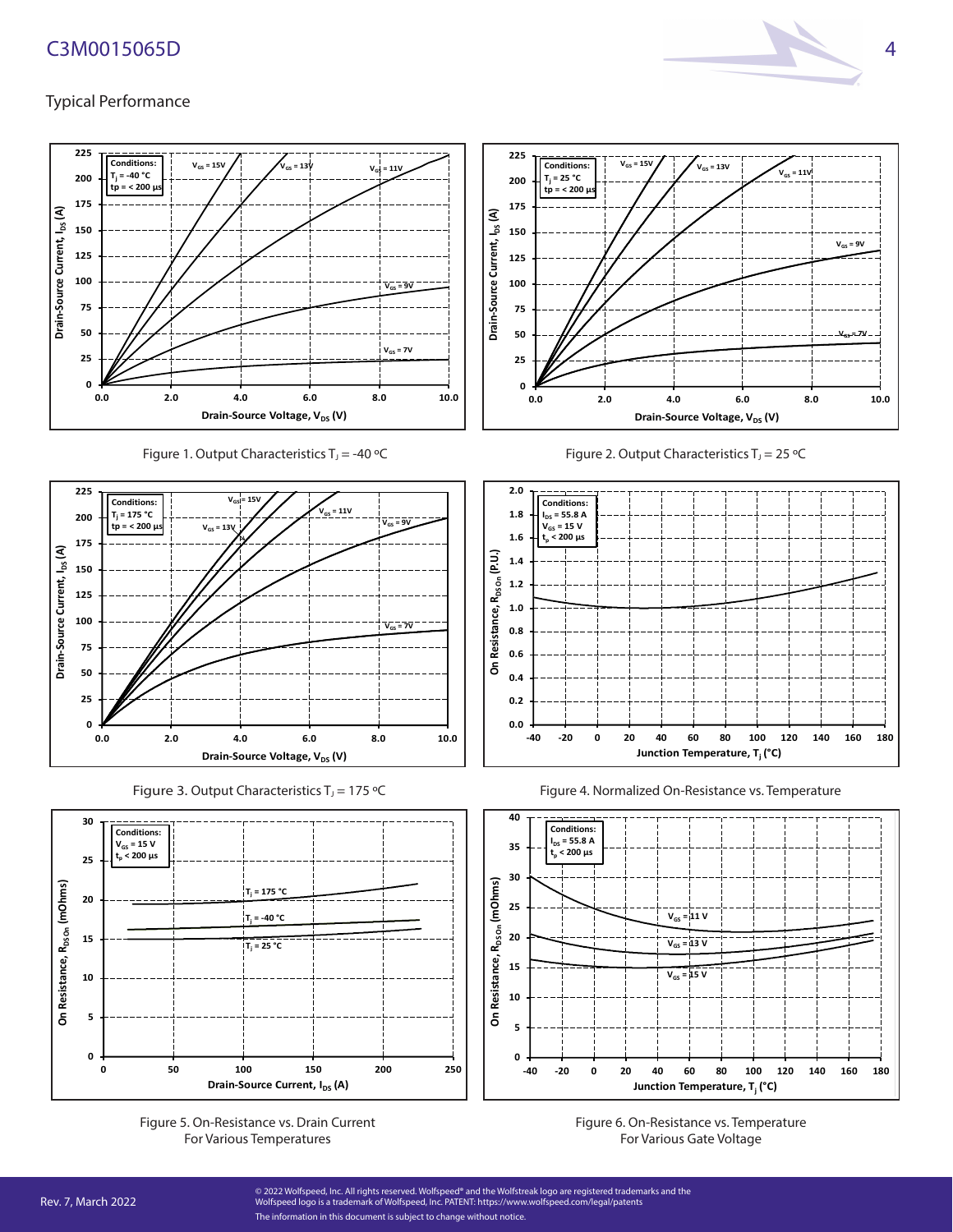## Typical Performance

Figure 1. Output Characteristics $T_J$ = -40 °C

Figure 2. Output Characteristics $T_J$ = 25 °C

Figure 3. Output Characteristics $T_J$ = 175 °C

Figure 4. Normalized On-Resistance vs. Temperature

Figure 5. On-Resistance vs. Drain Current For Various Temperatures

Figure 6. On-Resistance vs. Temperature For Various Gate Voltage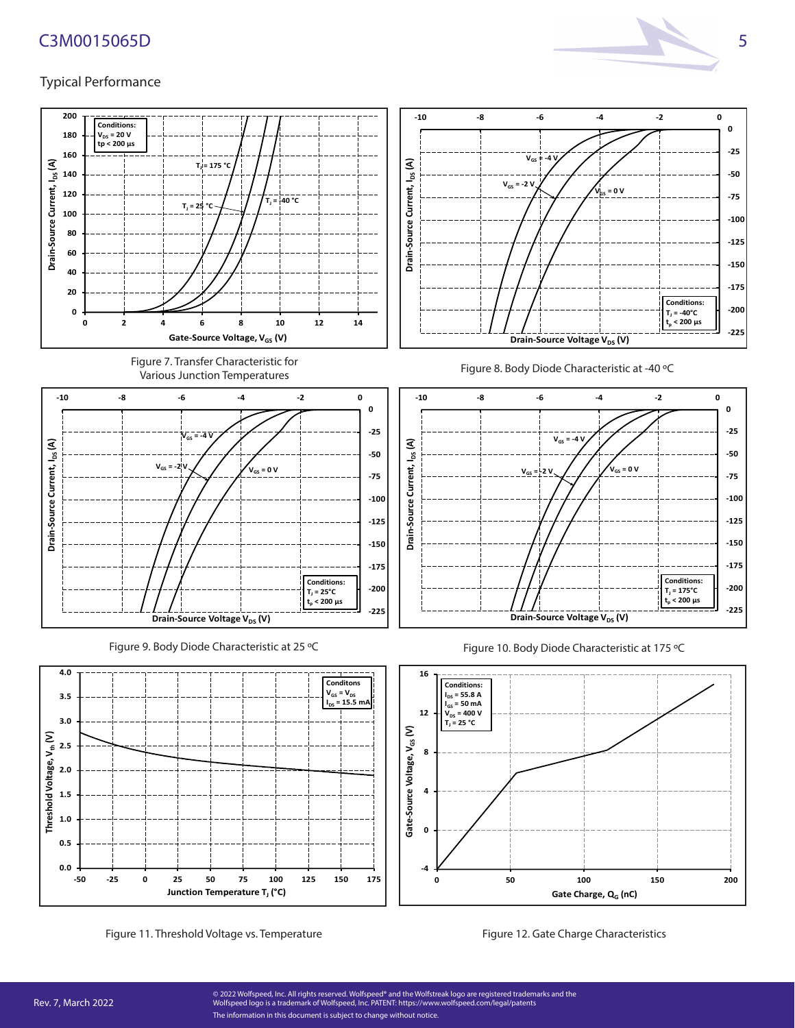## Typical Performance

Figure 7. Transfer Characteristic for Various Junction Temperatures

Figure 8. Body Diode Characteristic at -40 °C

Figure 9. Body Diode Characteristic at 25 °C

Figure 10. Body Diode Characteristic at 175 °C

Figure 11. Threshold Voltage vs. Temperature

Figure 12. Gate Charge Characteristics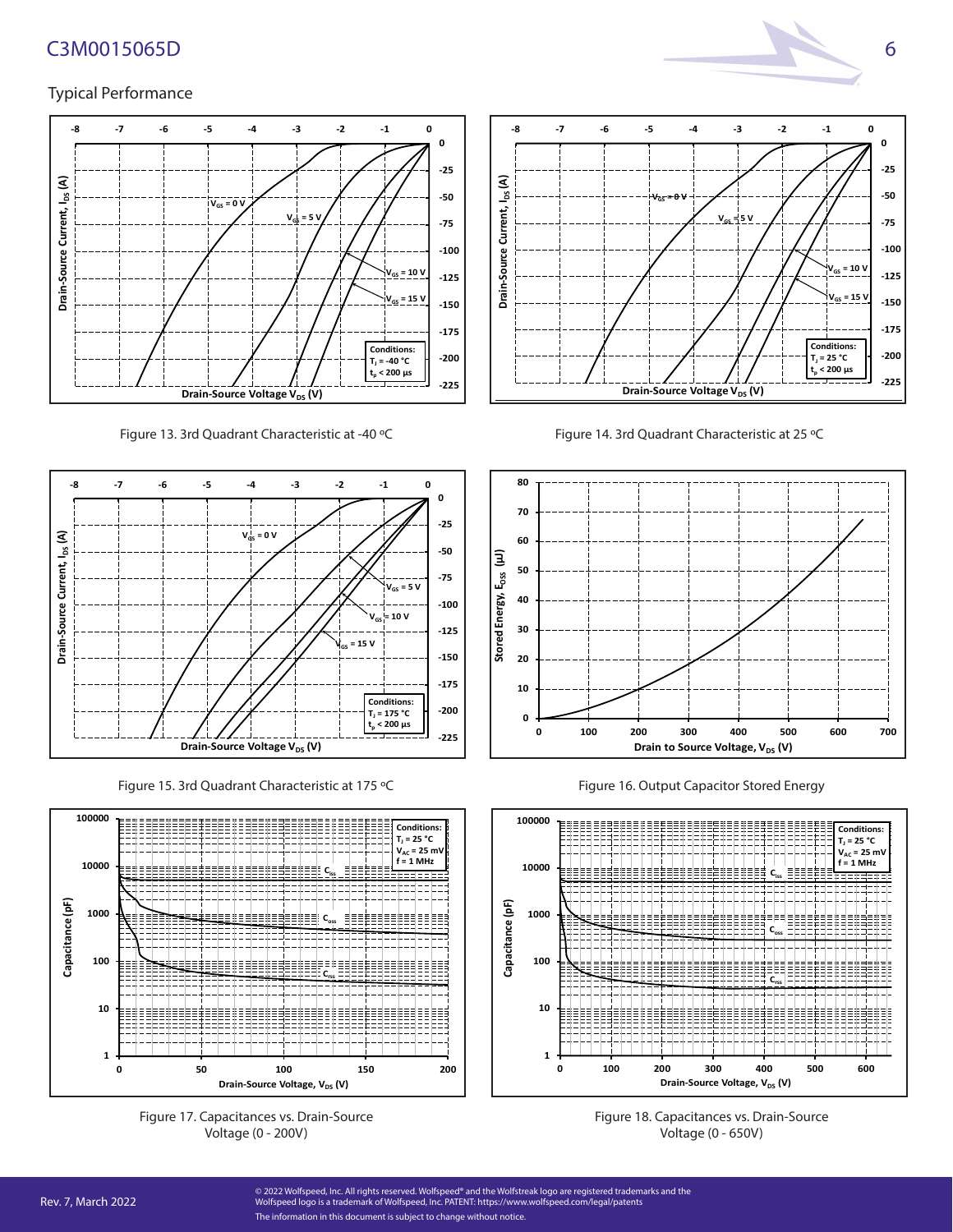## Typical Performance

Figure 13. 3rd Quadrant Characteristic at -40 °C

Figure 14. 3rd Quadrant Characteristic at 25 °C

Figure 15. 3rd Quadrant Characteristic at 175 °C

Figure 16. Output Capacitor Stored Energy

Figure 17. Capacitances vs. Drain-Source Voltage (0 - 200V)

Figure 18. Capacitances vs. Drain-Source Voltage (0 - 650V)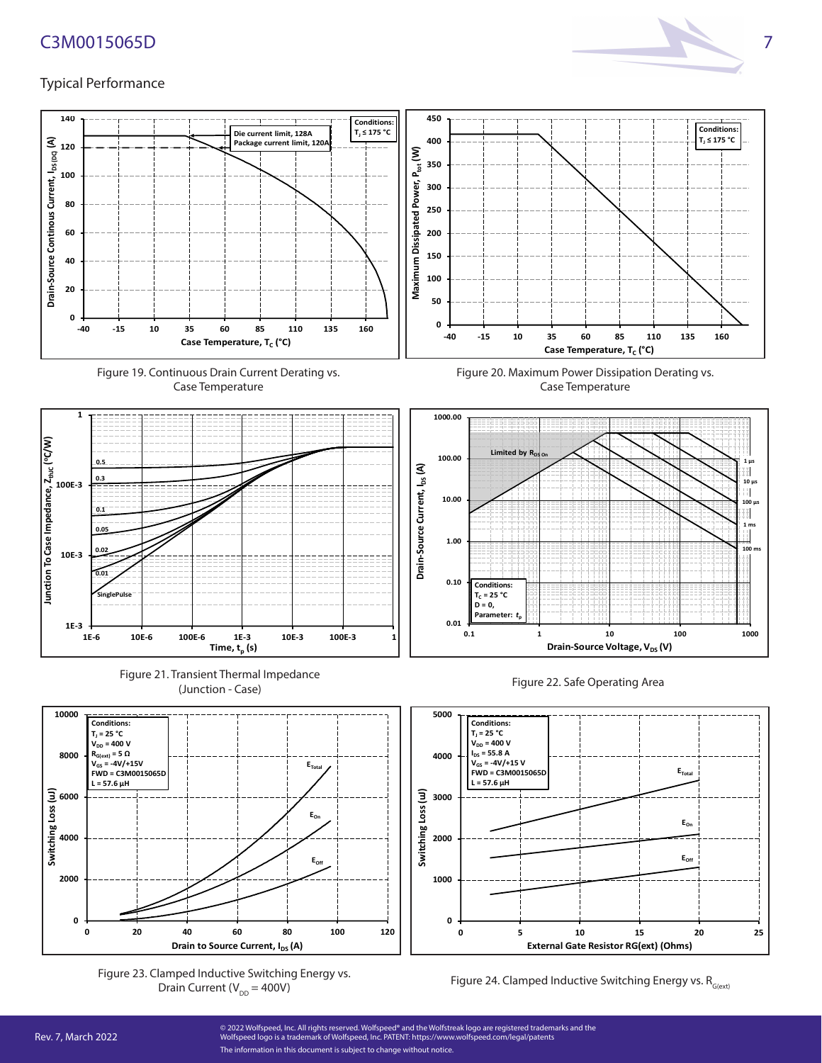## Typical Performance

Figure 19. Continuous Drain Current Derating vs. Case Temperature

Figure 20. Maximum Power Dissipation Derating vs. Case Temperature

Figure 21. Transient Thermal Impedance (Junction - Case)

Figure 22. Safe Operating Area

Figure 23. Clamped Inductive Switching Energy vs. Drain Current ($V_{DD}$ = 400V)

Figure 24. Clamped Inductive Switching Energy vs. $R_{G(ext)}$

Rev. 7, March 2022

© 2022 Wolfspeed, Inc. All rights reserved. Wolfspeed® and the Wolfstreak logo are registered trademarks and the Wolfspeed logo is a trademark of Wolfspeed, Inc. PATENT: https://www.wolfspeed.com/legal/patents

The information in this document is subject to change without notice.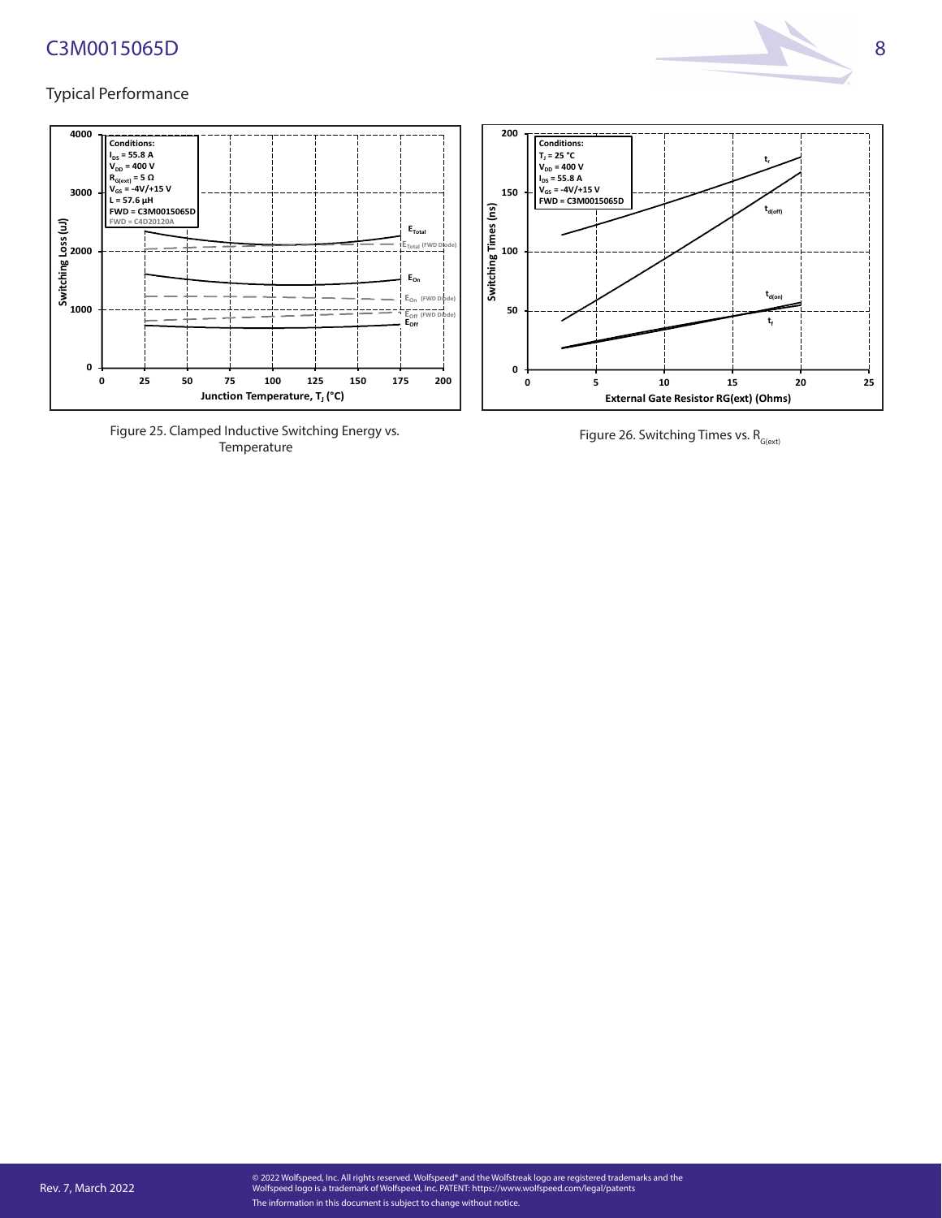Typical Performance

Figure 25. Clamped Inductive Switching Energy vs. Temperature

Figure 26. Switching Times vs. $R_{G(ext)}$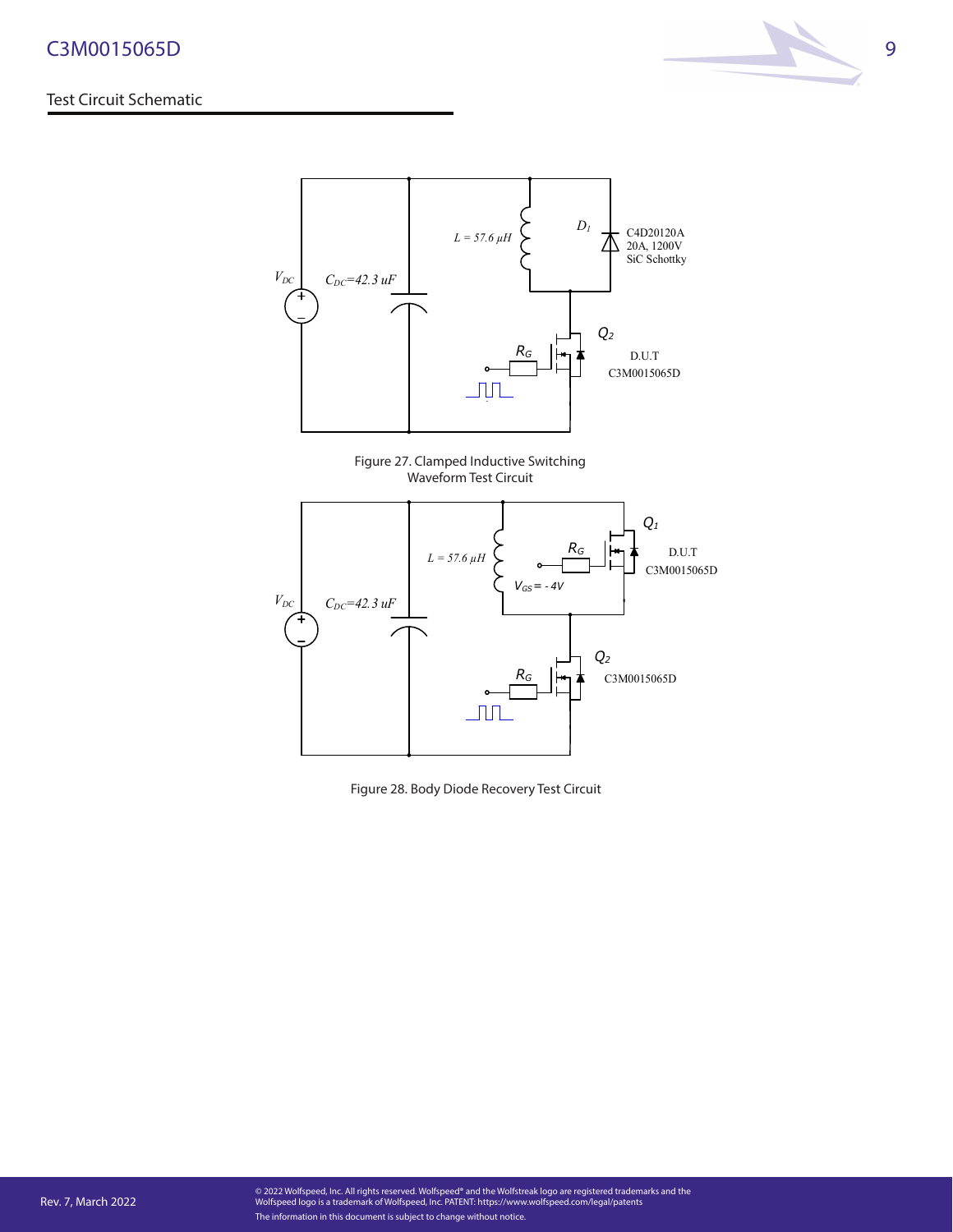## Test Circuit Schematic

$V_{DC}$

$C_{DC}$=42.3 uF

L = 57.6 μH

$D_1$

C4D20120A
20A, 1200V
SiC Schottky

$Q_2$

$R_G$

D.U.T
C3M0015065D

Figure 27. Clamped Inductive Switching Waveform Test Circuit

$V_{DC}$

$C_{DC}$=42.3 uF

L = 57.6 μH

$R_G$

$Q_1$

D.U.T
C3M0015065D

$V_{GS}$ = - 4V

$Q_2$

$R_G$

C3M0015065D

Figure 28. Body Diode Recovery Test Circuit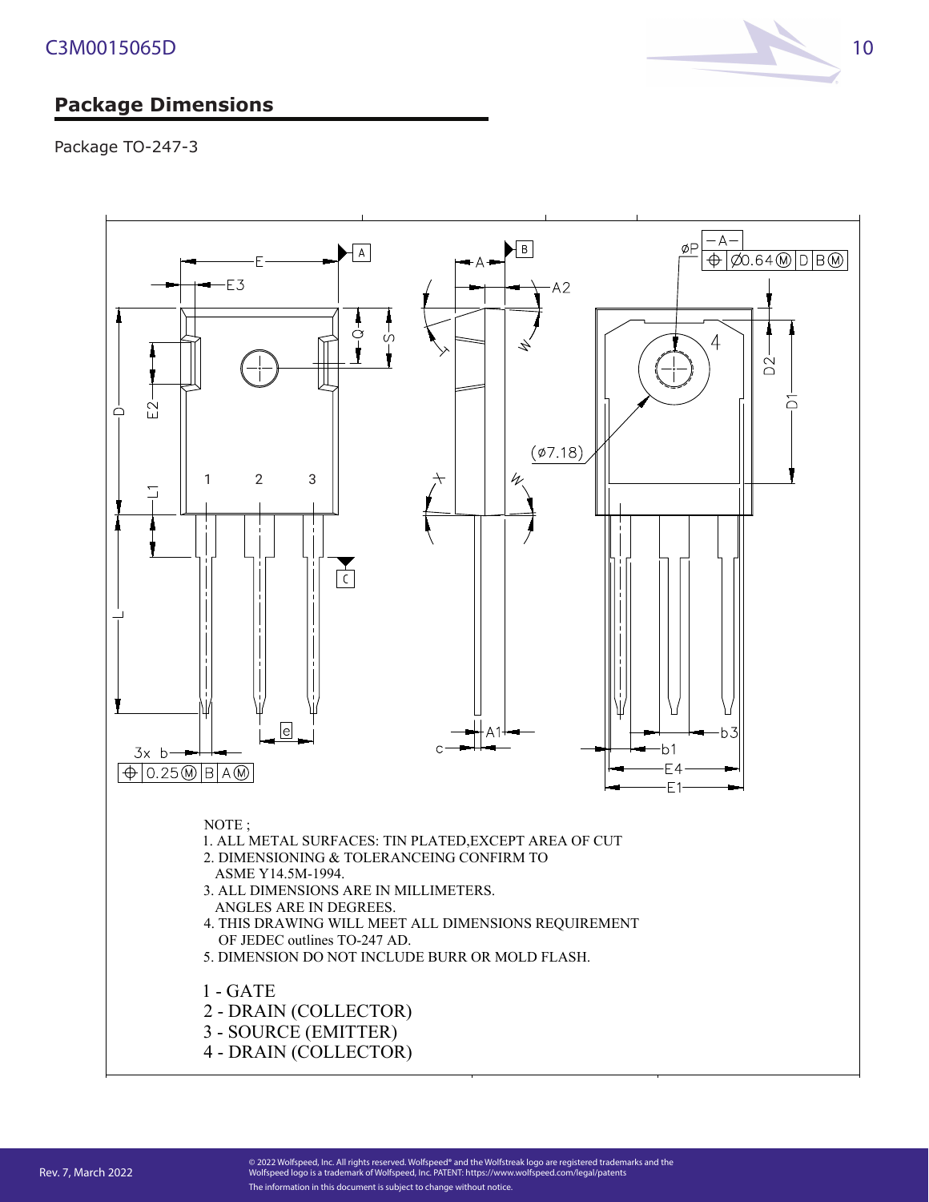## Package Dimensions

Package TO-247-3

NOTE ;

1. ALL METAL SURFACES: TIN PLATED,EXCEPT AREA OF CUT
2. DIMENSIONING & TOLERANCEING CONFIRM TO ASME Y14.5M-1994.
3. ALL DIMENSIONS ARE IN MILLIMETERS. ANGLES ARE IN DEGREES.
4. THIS DRAWING WILL MEET ALL DIMENSIONS REQUIREMENT OF JEDEC outlines TO-247 AD.
5. DIMENSION DO NOT INCLUDE BURR OR MOLD FLASH.

1 - GATE
2 - DRAIN (COLLECTOR)
3 - SOURCE (EMITTER)
4 - DRAIN (COLLECTOR)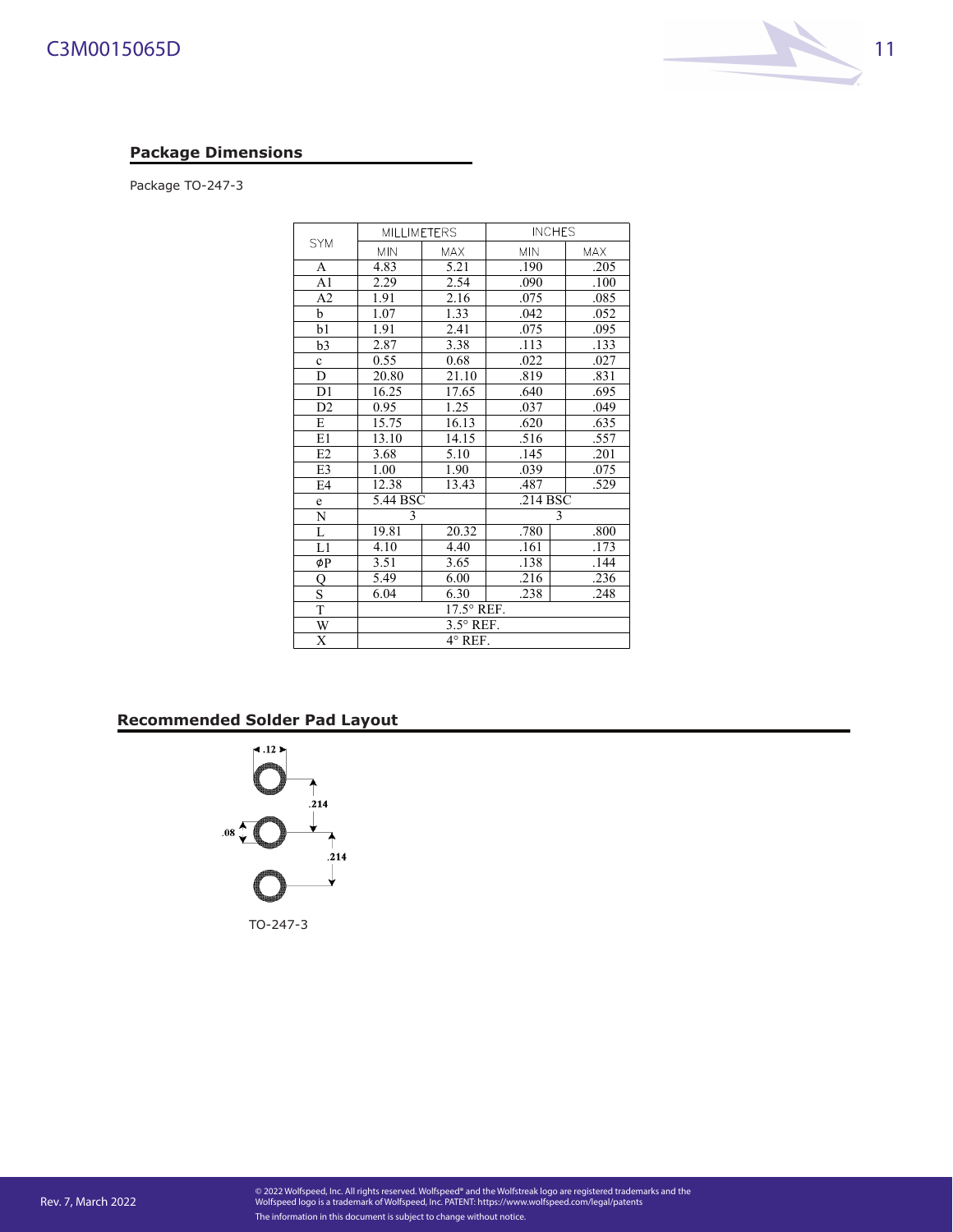## Package Dimensions

Package TO-247-3

| SYM | MILLIMETERS | | INCHES | |
|---|---|---|---|---|
| | MIN | MAX | MIN | MAX |
| A | 4.83 | 5.21 | .190 | .205 |
| A1 | 2.29 | 2.54 | .090 | .100 |
| A2 | 1.91 | 2.16 | .075 | .085 |
| b | 1.07 | 1.33 | .042 | .052 |
| b1 | 1.91 | 2.41 | .075 | .095 |
| b3 | 2.87 | 3.38 | .113 | .133 |
| c | 0.55 | 0.68 | .022 | .027 |
| D | 20.80 | 21.10 | .819 | .831 |
| D1 | 16.25 | 17.65 | .640 | .695 |
| D2 | 0.95 | 1.25 | .037 | .049 |
| E | 15.75 | 16.13 | .620 | .635 |
| E1 | 13.10 | 14.15 | .516 | .557 |
| E2 | 3.68 | 5.10 | .145 | .201 |
| E3 | 1.00 | 1.90 | .039 | .075 |
| E4 | 12.38 | 13.43 | .487 | .529 |
| e | 5.44 BSC | | .214 BSC | |
| N | 3 | | 3 | |
| L | 19.81 | 20.32 | .780 | .800 |
| L1 | 4.10 | 4.40 | .161 | .173 |
| ØP | 3.51 | 3.65 | .138 | .144 |
| Q | 5.49 | 6.00 | .216 | .236 |
| S | 6.04 | 6.30 | .238 | .248 |
| T | 17.5° REF. | | | |
| W | 3.5° REF. | | | |
| X | 4° REF. | | | |

## Recommended Solder Pad Layout

.12

.214

.08

.214

TO-247-3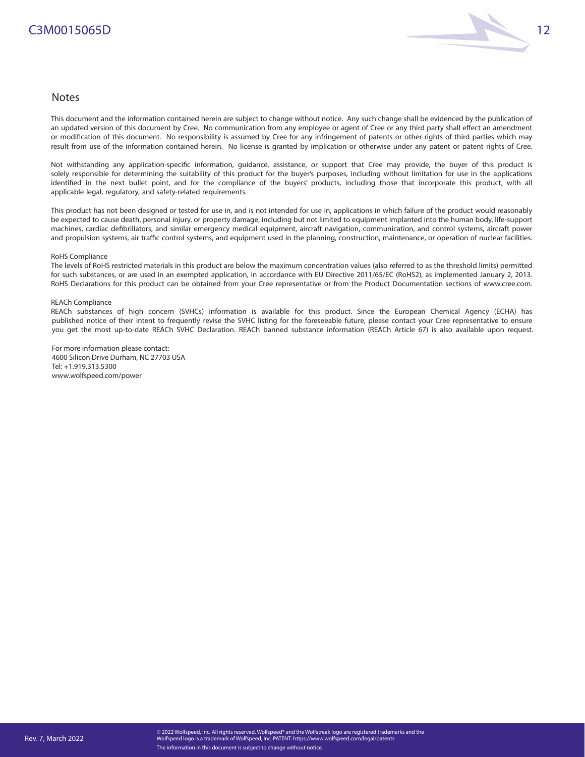## Notes

This document and the information contained herein are subject to change without notice. Any such change shall be evidenced by the publication of an updated version of this document by Cree. No communication from any employee or agent of Cree or any third party shall effect an amendment or modification of this document. No responsibility is assumed by Cree for any infringement of patents or other rights of third parties which may result from use of the information contained herein. No license is granted by implication or otherwise under any patent or patent rights of Cree.

Not withstanding any application-specific information, guidance, assistance, or support that Cree may provide, the buyer of this product is solely responsible for determining the suitability of this product for the buyer's purposes, including without limitation for use in the applications identified in the next bullet point, and for the compliance of the buyers' products, including those that incorporate this product, with all applicable legal, regulatory, and safety-related requirements.

This product has not been designed or tested for use in, and is not intended for use in, applications in which failure of the product would reasonably be expected to cause death, personal injury, or property damage, including but not limited to equipment implanted into the human body, life-support machines, cardiac defibrillators, and similar emergency medical equipment, aircraft navigation, communication, and control systems, aircraft power and propulsion systems, air traffic control systems, and equipment used in the planning, construction, maintenance, or operation of nuclear facilities.

RoHS Compliance
The levels of RoHS restricted materials in this product are below the maximum concentration values (also referred to as the threshold limits) permitted for such substances, or are used in an exempted application, in accordance with EU Directive 2011/65/EC (RoHS2), as implemented January 2, 2013. RoHS Declarations for this product can be obtained from your Cree representative or from the Product Documentation sections of www.cree.com.

REACh Compliance
REACh substances of high concern (SVHCs) information is available for this product. Since the European Chemical Agency (ECHA) has published notice of their intent to frequently revise the SVHC listing for the foreseeable future, please contact your Cree representative to ensure you get the most up-to-date REACh SVHC Declaration. REACh banned substance information (REACh Article 67) is also available upon request.

For more information please contact:
4600 Silicon Drive Durham, NC 27703 USA
Tel: +1.919.313.5300
www.wolfspeed.com/power